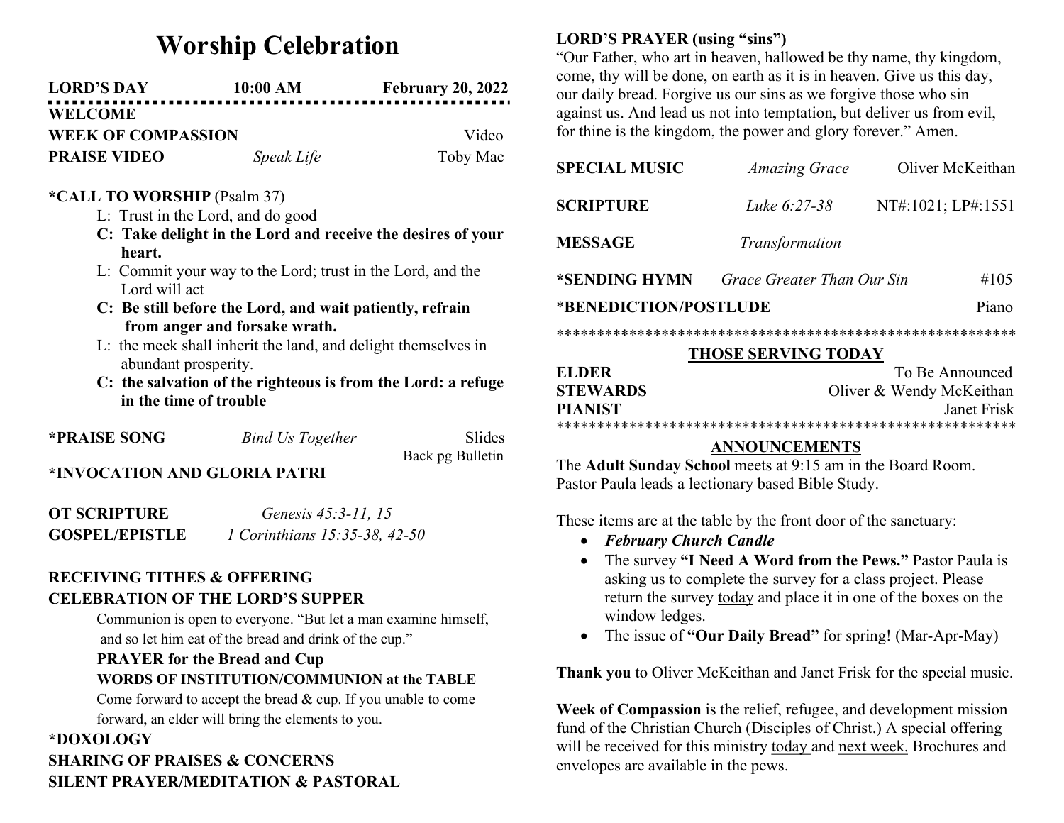# Worship Celebration

**LORD'S DAY** **10:00 AM** **February 20, 2022**

**WELCOME**

**WEEK OF COMPASSION** Video

**PRAISE VIDEO** *Speak Life* Toby Mac

**\*CALL TO WORSHIP** (Psalm 37)

L: Trust in the Lord, and do good

**C: Take delight in the Lord and receive the desires of your heart.**

L: Commit your way to the Lord; trust in the Lord, and the Lord will act

**C: Be still before the Lord, and wait patiently, refrain from anger and forsake wrath.**

L: the meek shall inherit the land, and delight themselves in abundant prosperity.

**C: the salvation of the righteous is from the Lord: a refuge in the time of trouble**

**\*PRAISE SONG** *Bind Us Together* Slides Back pg Bulletin

**\*INVOCATION AND GLORIA PATRI**

**OT SCRIPTURE** *Genesis 45:3-11, 15*

**GOSPEL/EPISTLE** *1 Corinthians 15:35-38, 42-50*

**RECEIVING TITHES & OFFERING**

**CELEBRATION OF THE LORD'S SUPPER**

Communion is open to everyone. "But let a man examine himself, and so let him eat of the bread and drink of the cup."

**PRAYER for the Bread and Cup**

**WORDS OF INSTITUTION/COMMUNION at the TABLE**

Come forward to accept the bread & cup. If you unable to come forward, an elder will bring the elements to you.

**\*DOXOLOGY**

**SHARING OF PRAISES & CONCERNS**

**SILENT PRAYER/MEDITATION & PASTORAL**

**LORD'S PRAYER (using "sins")**

"Our Father, who art in heaven, hallowed be thy name, thy kingdom, come, thy will be done, on earth as it is in heaven. Give us this day, our daily bread. Forgive us our sins as we forgive those who sin against us. And lead us not into temptation, but deliver us from evil, for thine is the kingdom, the power and glory forever." Amen.

**SPECIAL MUSIC** *Amazing Grace* Oliver McKeithan

**SCRIPTURE** *Luke 6:27-38* NT#:1021; LP#:1551

**MESSAGE** *Transformation*

**\*SENDING HYMN** *Grace Greater Than Our Sin* #105

\***BENEDICTION/POSTLUDE** Piano

\*\*\*\*\*\*\*\*\*\*\*\*\*\*\*\*\*\*\*\*\*\*\*\*\*\*\*\*\*\*\*\*\*\*\*\*\*\*\*\*\*\*\*\*\*\*\*\*\*\*\*\*\*\*\*\*\*\*

## THOSE SERVING TODAY

**ELDER** To Be Announced

**STEWARDS** Oliver & Wendy McKeithan

**PIANIST** Janet Frisk

\*\*\*\*\*\*\*\*\*\*\*\*\*\*\*\*\*\*\*\*\*\*\*\*\*\*\*\*\*\*\*\*\*\*\*\*\*\*\*\*\*\*\*\*\*\*\*\*\*\*\*\*\*\*\*\*\*\*

## ANNOUNCEMENTS

The **Adult Sunday School** meets at 9:15 am in the Board Room. Pastor Paula leads a lectionary based Bible Study.

These items are at the table by the front door of the sanctuary:

- ***February Church Candle***
- The survey **"I Need A Word from the Pews."** Pastor Paula is asking us to complete the survey for a class project. Please return the survey today and place it in one of the boxes on the window ledges.
- The issue of **"Our Daily Bread"** for spring! (Mar-Apr-May)

**Thank you** to Oliver McKeithan and Janet Frisk for the special music.

**Week of Compassion** is the relief, refugee, and development mission fund of the Christian Church (Disciples of Christ.) A special offering will be received for this ministry today and next week. Brochures and envelopes are available in the pews.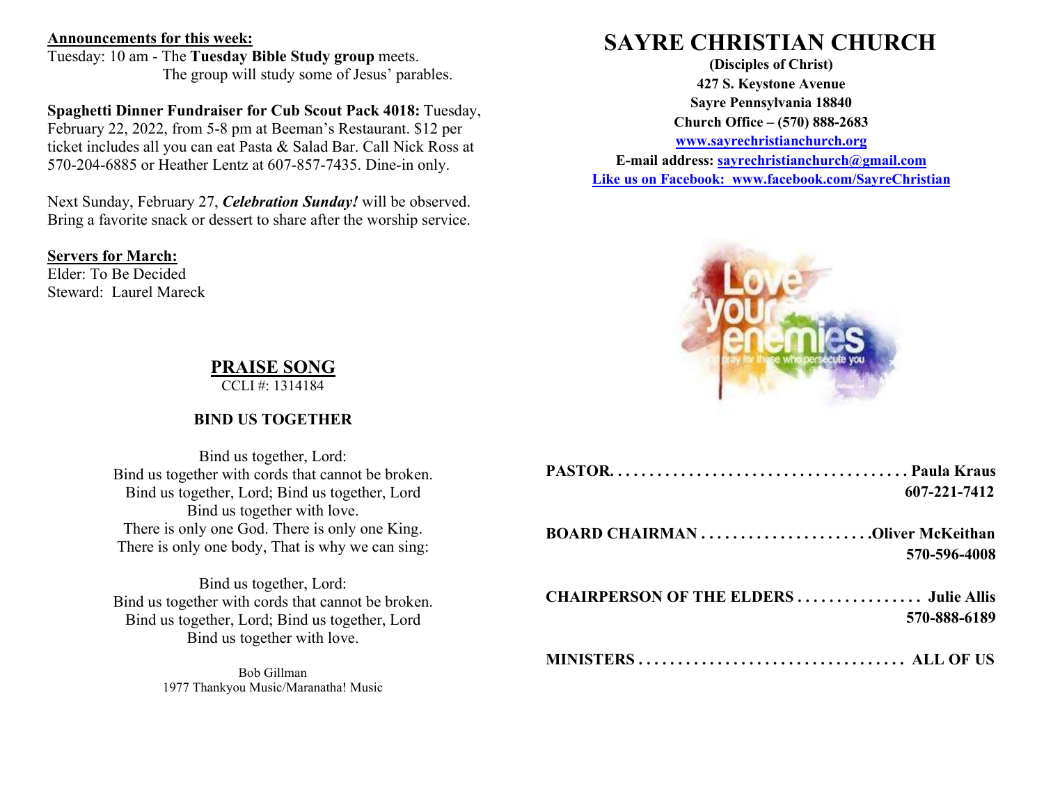**Announcements for this week:**

Tuesday: 10 am - The **Tuesday Bible Study group** meets. The group will study some of Jesus' parables.

**Spaghetti Dinner Fundraiser for Cub Scout Pack 4018:** Tuesday, February 22, 2022, from 5-8 pm at Beeman's Restaurant. $12 per ticket includes all you can eat Pasta & Salad Bar. Call Nick Ross at 570-204-6885 or Heather Lentz at 607-857-7435. Dine-in only.

Next Sunday, February 27, ***Celebration Sunday!*** will be observed. Bring a favorite snack or dessert to share after the worship service.

**Servers for March:**

Elder: To Be Decided
Steward: Laurel Mareck

## PRAISE SONG

CCLI #: 1314184

**BIND US TOGETHER**

Bind us together, Lord:
Bind us together with cords that cannot be broken.
Bind us together, Lord; Bind us together, Lord
Bind us together with love.
There is only one God. There is only one King.
There is only one body, That is why we can sing:

Bind us together, Lord:
Bind us together with cords that cannot be broken.
Bind us together, Lord; Bind us together, Lord
Bind us together with love.

Bob Gillman
1977 Thankyou Music/Maranatha! Music

# SAYRE CHRISTIAN CHURCH

**(Disciples of Christ)**
**427 S. Keystone Avenue**
**Sayre Pennsylvania 18840**
**Church Office – (570) 888-2683**
**www.sayrechristianchurch.org**
**E-mail address: sayrechristianchurch@gmail.com**
**Like us on Facebook: www.facebook.com/SayreChristian**

**PASTOR. . . . . . . . . . . . . . . . . . . . . . . . . . . . . . . . . . . . . . Paula Kraus**
**607-221-7412**

**BOARD CHAIRMAN . . . . . . . . . . . . . . . . . . . . . .Oliver McKeithan**
**570-596-4008**

**CHAIRPERSON OF THE ELDERS . . . . . . . . . . . . . . . . Julie Allis**
**570-888-6189**

**MINISTERS . . . . . . . . . . . . . . . . . . . . . . . . . . . . . . . . . ALL OF US**